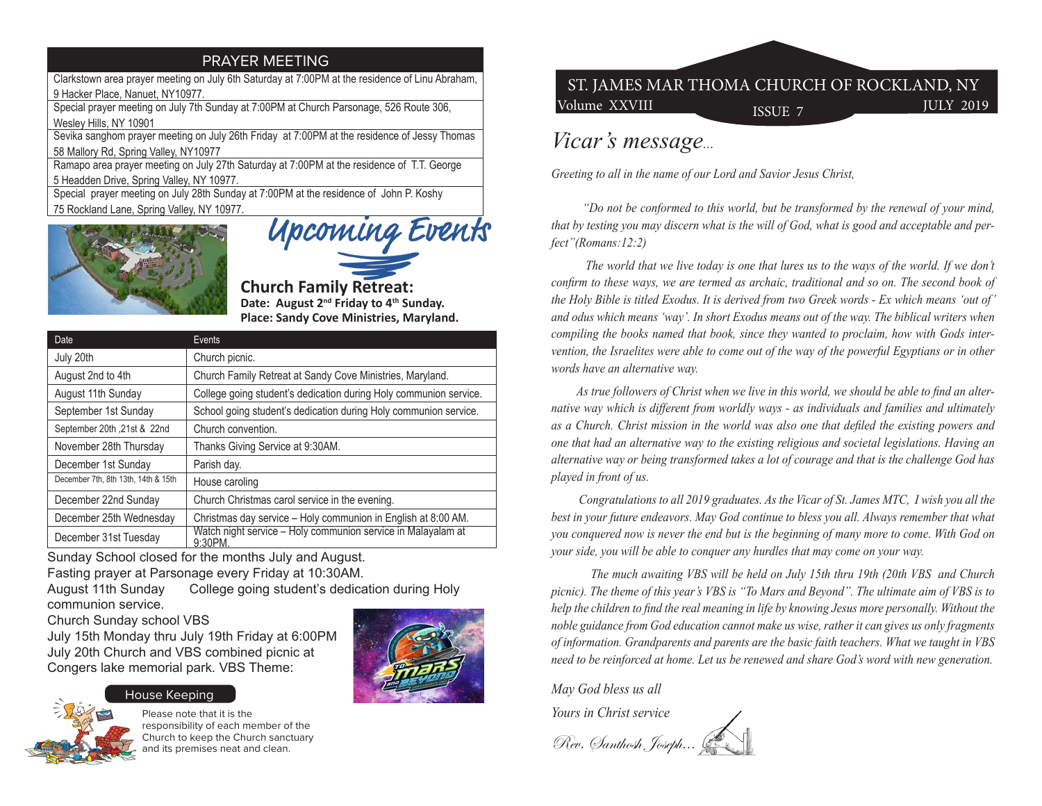## PRAYER MEETING

Clarkstown area prayer meeting on July 6th Saturday at 7:00PM at the residence of Linu Abraham, 9 Hacker Place, Nanuet, NY10977.

Special prayer meeting on July 7th Sunday at 7:00PM at Church Parsonage, 526 Route 306, Wesley Hills, NY 10901

Sevika sanghom prayer meeting on July 26th Friday at 7:00PM at the residence of Jessy Thomas 58 Mallory Rd, Spring Valley, NY10977

Ramapo area prayer meeting on July 27th Saturday at 7:00PM at the residence of T.T. George 5 Headden Drive, Spring Valley, NY 10977.

Special prayer meeting on July 28th Sunday at 7:00PM at the residence of John P. Koshy 75 Rockland Lane, Spring Valley, NY 10977.

## Upcoming Events

**Church Family Retreat:**
**Date: August 2nd Friday to 4th Sunday.**
**Place: Sandy Cove Ministries, Maryland.**

| Date | Events |
|---|---|
| July 20th | Church picnic. |
| August 2nd to 4th | Church Family Retreat at Sandy Cove Ministries, Maryland. |
| August 11th Sunday | College going student's dedication during Holy communion service. |
| September 1st Sunday | School going student's dedication during Holy communion service. |
| September 20th ,21st & 22nd | Church convention. |
| November 28th Thursday | Thanks Giving Service at 9:30AM. |
| December 1st Sunday | Parish day. |
| December 7th, 8th 13th, 14th & 15th | House caroling |
| December 22nd Sunday | Church Christmas carol service in the evening. |
| December 25th Wednesday | Christmas day service – Holy communion in English at 8:00 AM. |
| December 31st Tuesday | Watch night service – Holy communion service in Malayalam at 9:30PM. |

Sunday School closed for the months July and August.
Fasting prayer at Parsonage every Friday at 10:30AM.
August 11th Sunday College going student's dedication during Holy communion service.
Church Sunday school VBS
July 15th Monday thru July 19th Friday at 6:00PM
July 20th Church and VBS combined picnic at Congers lake memorial park. VBS Theme:

### House Keeping

Please note that it is the responsibility of each member of the Church to keep the Church sanctuary and its premises neat and clean.

# ST. JAMES MAR THOMA CHURCH OF ROCKLAND, NY

Volume XXVIII ISSUE 7 JULY 2019

## *Vicar's message...*

*Greeting to all in the name of our Lord and Savior Jesus Christ,*

*"Do not be conformed to this world, but be transformed by the renewal of your mind, that by testing you may discern what is the will of God, what is good and acceptable and perfect"(Romans:12:2)*

*The world that we live today is one that lures us to the ways of the world. If we don't confirm to these ways, we are termed as archaic, traditional and so on. The second book of the Holy Bible is titled Exodus. It is derived from two Greek words - Ex which means 'out of' and odus which means 'way'. In short Exodus means out of the way. The biblical writers when compiling the books named that book, since they wanted to proclaim, how with Gods intervention, the Israelites were able to come out of the way of the powerful Egyptians or in other words have an alternative way.*

*As true followers of Christ when we live in this world, we should be able to find an alternative way which is different from worldly ways - as individuals and families and ultimately as a Church. Christ mission in the world was also one that defiled the existing powers and one that had an alternative way to the existing religious and societal legislations. Having an alternative way or being transformed takes a lot of courage and that is the challenge God has played in front of us.*

*Congratulations to all 2019 graduates. As the Vicar of St. James MTC, I wish you all the best in your future endeavors. May God continue to bless you all. Always remember that what you conquered now is never the end but is the beginning of many more to come. With God on your side, you will be able to conquer any hurdles that may come on your way.*

*The much awaiting VBS will be held on July 15th thru 19th (20th VBS and Church picnic). The theme of this year's VBS is "To Mars and Beyond". The ultimate aim of VBS is to help the children to find the real meaning in life by knowing Jesus more personally. Without the noble guidance from God education cannot make us wise, rather it can gives us only fragments of information. Grandparents and parents are the basic faith teachers. What we taught in VBS need to be reinforced at home. Let us be renewed and share God's word with new generation.*

*May God bless us all*

*Yours in Christ service*

*Rev. Santhosh Joseph...*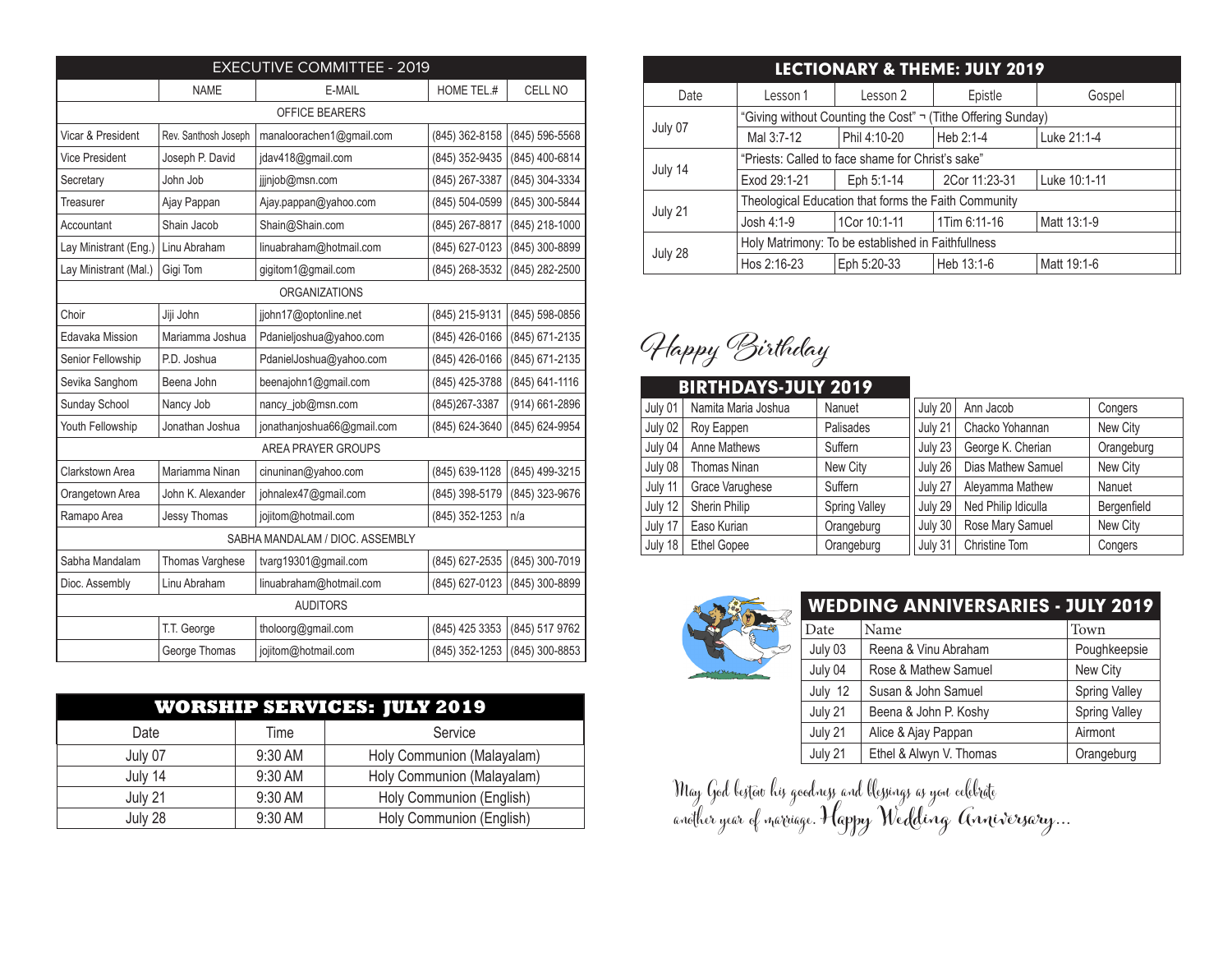## EXECUTIVE COMMITTEE - 2019

| | NAME | E-MAIL | HOME TEL.# | CELL NO |
|---|---|---|---|---|
| OFFICE BEARERS | | | | |
| Vicar & President | Rev. Santhosh Joseph | manaloorachen1@gmail.com | (845) 362-8158 | (845) 596-5568 |
| Vice President | Joseph P. David | jdav418@gmail.com | (845) 352-9435 | (845) 400-6814 |
| Secretary | John Job | jjjnjob@msn.com | (845) 267-3387 | (845) 304-3334 |
| Treasurer | Ajay Pappan | Ajay.pappan@yahoo.com | (845) 504-0599 | (845) 300-5844 |
| Accountant | Shain Jacob | Shain@Shain.com | (845) 267-8817 | (845) 218-1000 |
| Lay Ministrant (Eng.) | Linu Abraham | linuabraham@hotmail.com | (845) 627-0123 | (845) 300-8899 |
| Lay Ministrant (Mal.) | Gigi Tom | gigitom1@gmail.com | (845) 268-3532 | (845) 282-2500 |
| ORGANIZATIONS | | | | |
| Choir | Jiji John | jjohn17@optonline.net | (845) 215-9131 | (845) 598-0856 |
| Edavaka Mission | Mariamma Joshua | Pdanieljoshua@yahoo.com | (845) 426-0166 | (845) 671-2135 |
| Senior Fellowship | P.D. Joshua | PdanielJoshua@yahoo.com | (845) 426-0166 | (845) 671-2135 |
| Sevika Sanghom | Beena John | beenajohn1@gmail.com | (845) 425-3788 | (845) 641-1116 |
| Sunday School | Nancy Job | nancy_job@msn.com | (845)267-3387 | (914) 661-2896 |
| Youth Fellowship | Jonathan Joshua | jonathanjoshua66@gmail.com | (845) 624-3640 | (845) 624-9954 |
| AREA PRAYER GROUPS | | | | |
| Clarkstown Area | Mariamma Ninan | cinuninan@yahoo.com | (845) 639-1128 | (845) 499-3215 |
| Orangetown Area | John K. Alexander | johnalex47@gmail.com | (845) 398-5179 | (845) 323-9676 |
| Ramapo Area | Jessy Thomas | jojitom@hotmail.com | (845) 352-1253 | n/a |
| SABHA MANDALAM / DIOC. ASSEMBLY | | | | |
| Sabha Mandalam | Thomas Varghese | tvarg19301@gmail.com | (845) 627-2535 | (845) 300-7019 |
| Dioc. Assembly | Linu Abraham | linuabraham@hotmail.com | (845) 627-0123 | (845) 300-8899 |
| AUDITORS | | | | |
| | T.T. George | tholoorg@gmail.com | (845) 425 3353 | (845) 517 9762 |
| | George Thomas | jojitom@hotmail.com | (845) 352-1253 | (845) 300-8853 |

## WORSHIP SERVICES: JULY 2019

| Date | Time | Service |
|---|---|---|
| July 07 | 9:30 AM | Holy Communion (Malayalam) |
| July 14 | 9:30 AM | Holy Communion (Malayalam) |
| July 21 | 9:30 AM | Holy Communion (English) |
| July 28 | 9:30 AM | Holy Communion (English) |

## LECTIONARY & THEME: JULY 2019

| Date | Lesson 1 | Lesson 2 | Epistle | Gospel |
|---|---|---|---|---|
| July 07 | "Giving without Counting the Cost" ¬ (Tithe Offering Sunday) | | | |
| | Mal 3:7-12 | Phil 4:10-20 | Heb 2:1-4 | Luke 21:1-4 |
| July 14 | "Priests: Called to face shame for Christ's sake" | | | |
| | Exod 29:1-21 | Eph 5:1-14 | 2Cor 11:23-31 | Luke 10:1-11 |
| July 21 | Theological Education that forms the Faith Community | | | |
| | Josh 4:1-9 | 1Cor 10:1-11 | 1Tim 6:11-16 | Matt 13:1-9 |
| July 28 | Holy Matrimony: To be established in Faithfullness | | | |
| | Hos 2:16-23 | Eph 5:20-33 | Heb 13:1-6 | Matt 19:1-6 |

*Happy Birthday*

## BIRTHDAYS-JULY 2019

| Date | Name | Town |
|---|---|---|
| July 01 | Namita Maria Joshua | Nanuet |
| July 02 | Roy Eappen | Palisades |
| July 04 | Anne Mathews | Suffern |
| July 08 | Thomas Ninan | New City |
| July 11 | Grace Varughese | Suffern |
| July 12 | Sherin Philip | Spring Valley |
| July 17 | Easo Kurian | Orangeburg |
| July 18 | Ethel Gopee | Orangeburg |
| July 20 | Ann Jacob | Congers |
| July 21 | Chacko Yohannan | New City |
| July 23 | George K. Cherian | Orangeburg |
| July 26 | Dias Mathew Samuel | New City |
| July 27 | Aleyamma Mathew | Nanuet |
| July 29 | Ned Philip Idiculla | Bergenfield |
| July 30 | Rose Mary Samuel | New City |
| July 31 | Christine Tom | Congers |

## WEDDING ANNIVERSARIES - JULY 2019

| Date | Name | Town |
|---|---|---|
| July 03 | Reena & Vinu Abraham | Poughkeepsie |
| July 04 | Rose & Mathew Samuel | New City |
| July 12 | Susan & John Samuel | Spring Valley |
| July 21 | Beena & John P. Koshy | Spring Valley |
| July 21 | Alice & Ajay Pappan | Airmont |
| July 21 | Ethel & Alwyn V. Thomas | Orangeburg |

*May God bestow his goodness and blessings as you celebrate another year of marriage. Happy Wedding Anniversary...*